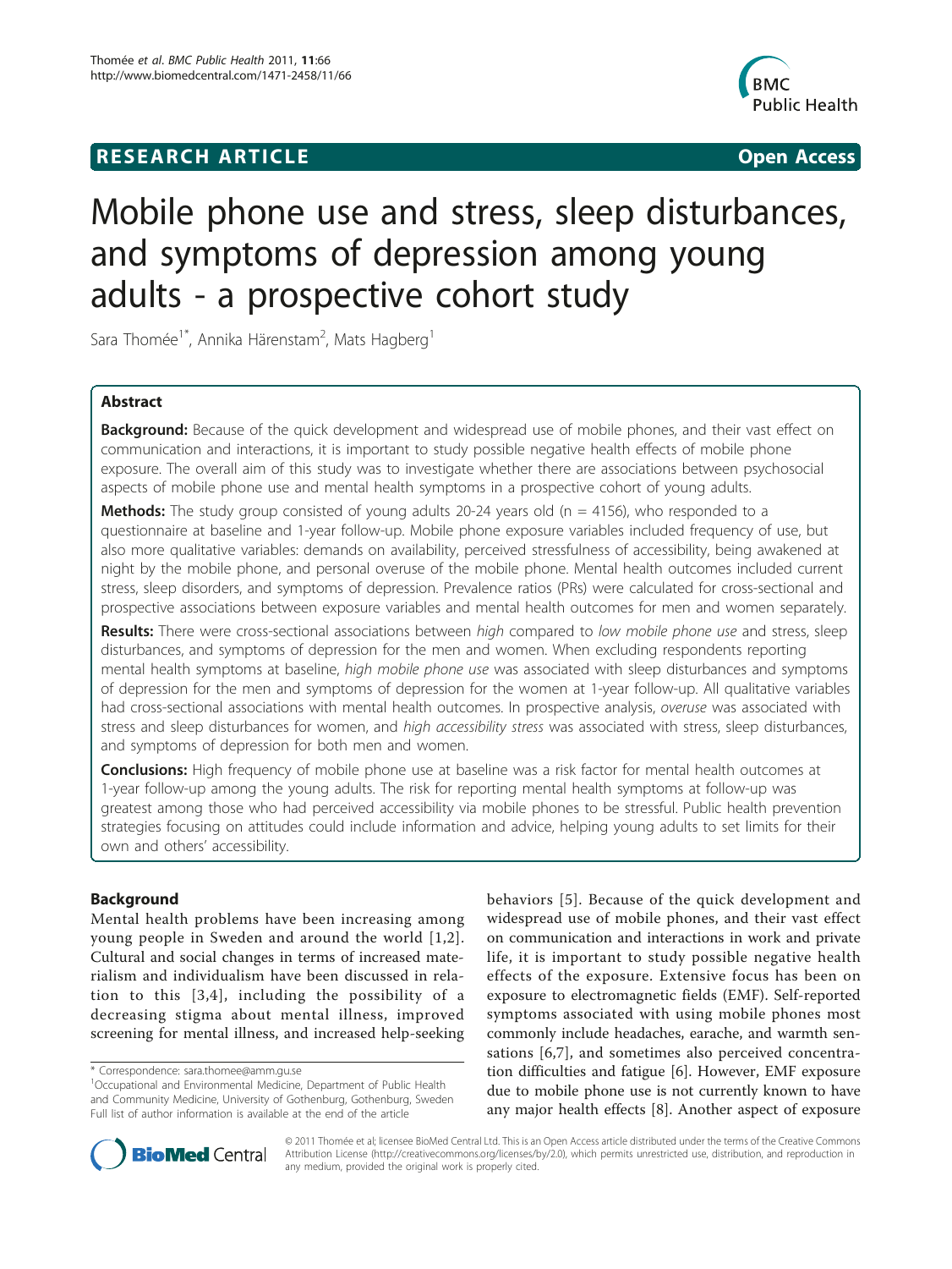**RESEARCH ARTICLE** **Open Access**

# Mobile phone use and stress, sleep disturbances, and symptoms of depression among young adults - a prospective cohort study

Sara Thomée[1*], Annika Härenstam[2], Mats Hagberg[1]

## Abstract

**Background:** Because of the quick development and widespread use of mobile phones, and their vast effect on communication and interactions, it is important to study possible negative health effects of mobile phone exposure. The overall aim of this study was to investigate whether there are associations between psychosocial aspects of mobile phone use and mental health symptoms in a prospective cohort of young adults.

**Methods:** The study group consisted of young adults 20-24 years old (n = 4156), who responded to a questionnaire at baseline and 1-year follow-up. Mobile phone exposure variables included frequency of use, but also more qualitative variables: demands on availability, perceived stressfulness of accessibility, being awakened at night by the mobile phone, and personal overuse of the mobile phone. Mental health outcomes included current stress, sleep disorders, and symptoms of depression. Prevalence ratios (PRs) were calculated for cross-sectional and prospective associations between exposure variables and mental health outcomes for men and women separately.

**Results:** There were cross-sectional associations between *high* compared to *low mobile phone use* and stress, sleep disturbances, and symptoms of depression for the men and women. When excluding respondents reporting mental health symptoms at baseline, *high mobile phone use* was associated with sleep disturbances and symptoms of depression for the men and symptoms of depression for the women at 1-year follow-up. All qualitative variables had cross-sectional associations with mental health outcomes. In prospective analysis, *overuse* was associated with stress and sleep disturbances for women, and *high accessibility stress* was associated with stress, sleep disturbances, and symptoms of depression for both men and women.

**Conclusions:** High frequency of mobile phone use at baseline was a risk factor for mental health outcomes at 1-year follow-up among the young adults. The risk for reporting mental health symptoms at follow-up was greatest among those who had perceived accessibility via mobile phones to be stressful. Public health prevention strategies focusing on attitudes could include information and advice, helping young adults to set limits for their own and others' accessibility.

## Background

Mental health problems have been increasing among young people in Sweden and around the world [1,2]. Cultural and social changes in terms of increased materialism and individualism have been discussed in relation to this [3,4], including the possibility of a decreasing stigma about mental illness, improved screening for mental illness, and increased help-seeking behaviors [5]. Because of the quick development and widespread use of mobile phones, and their vast effect on communication and interactions in work and private life, it is important to study possible negative health effects of the exposure. Extensive focus has been on exposure to electromagnetic fields (EMF). Self-reported symptoms associated with using mobile phones most commonly include headaches, earache, and warmth sensations [6,7], and sometimes also perceived concentration difficulties and fatigue [6]. However, EMF exposure due to mobile phone use is not currently known to have any major health effects [8]. Another aspect of exposure

* Correspondence: sara.thomee@amm.gu.se
[1]Occupational and Environmental Medicine, Department of Public Health and Community Medicine, University of Gothenburg, Gothenburg, Sweden
Full list of author information is available at the end of the article

© 2011 Thomée et al; licensee BioMed Central Ltd. This is an Open Access article distributed under the terms of the Creative Commons Attribution License (http://creativecommons.org/licenses/by/2.0), which permits unrestricted use, distribution, and reproduction in any medium, provided the original work is properly cited.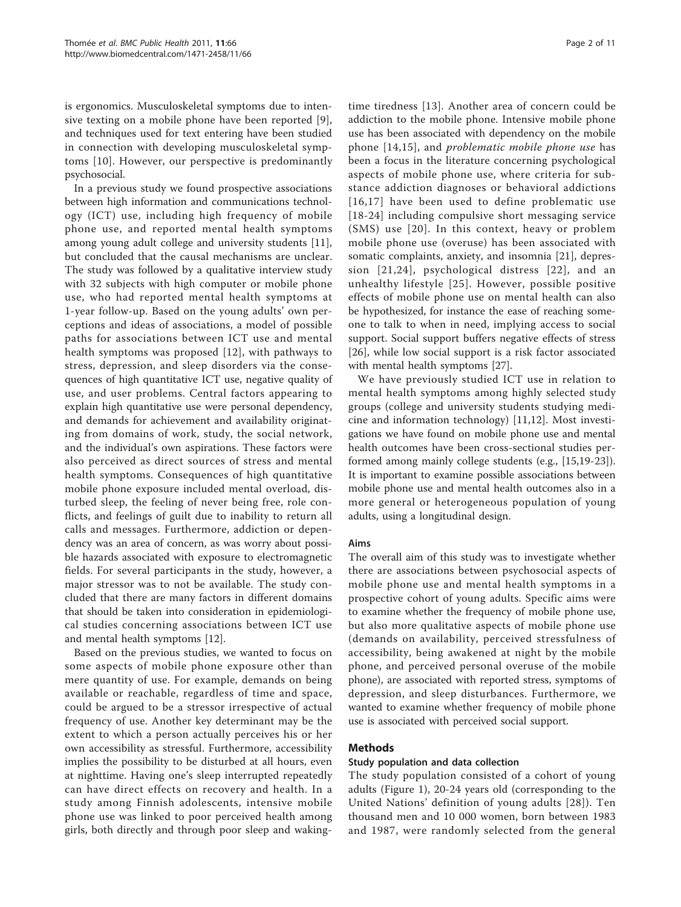is ergonomics. Musculoskeletal symptoms due to intensive texting on a mobile phone have been reported [9], and techniques used for text entering have been studied in connection with developing musculoskeletal symptoms [10]. However, our perspective is predominantly psychosocial.

In a previous study we found prospective associations between high information and communications technology (ICT) use, including high frequency of mobile phone use, and reported mental health symptoms among young adult college and university students [11], but concluded that the causal mechanisms are unclear. The study was followed by a qualitative interview study with 32 subjects with high computer or mobile phone use, who had reported mental health symptoms at 1-year follow-up. Based on the young adults' own perceptions and ideas of associations, a model of possible paths for associations between ICT use and mental health symptoms was proposed [12], with pathways to stress, depression, and sleep disorders via the consequences of high quantitative ICT use, negative quality of use, and user problems. Central factors appearing to explain high quantitative use were personal dependency, and demands for achievement and availability originating from domains of work, study, the social network, and the individual's own aspirations. These factors were also perceived as direct sources of stress and mental health symptoms. Consequences of high quantitative mobile phone exposure included mental overload, disturbed sleep, the feeling of never being free, role conflicts, and feelings of guilt due to inability to return all calls and messages. Furthermore, addiction or dependency was an area of concern, as was worry about possible hazards associated with exposure to electromagnetic fields. For several participants in the study, however, a major stressor was to not be available. The study concluded that there are many factors in different domains that should be taken into consideration in epidemiological studies concerning associations between ICT use and mental health symptoms [12].

Based on the previous studies, we wanted to focus on some aspects of mobile phone exposure other than mere quantity of use. For example, demands on being available or reachable, regardless of time and space, could be argued to be a stressor irrespective of actual frequency of use. Another key determinant may be the extent to which a person actually perceives his or her own accessibility as stressful. Furthermore, accessibility implies the possibility to be disturbed at all hours, even at nighttime. Having one's sleep interrupted repeatedly can have direct effects on recovery and health. In a study among Finnish adolescents, intensive mobile phone use was linked to poor perceived health among girls, both directly and through poor sleep and waking-time tiredness [13]. Another area of concern could be addiction to the mobile phone. Intensive mobile phone use has been associated with dependency on the mobile phone [14,15], and *problematic mobile phone use* has been a focus in the literature concerning psychological aspects of mobile phone use, where criteria for substance addiction diagnoses or behavioral addictions [16,17] have been used to define problematic use [18-24] including compulsive short messaging service (SMS) use [20]. In this context, heavy or problem mobile phone use (overuse) has been associated with somatic complaints, anxiety, and insomnia [21], depression [21,24], psychological distress [22], and an unhealthy lifestyle [25]. However, possible positive effects of mobile phone use on mental health can also be hypothesized, for instance the ease of reaching someone to talk to when in need, implying access to social support. Social support buffers negative effects of stress [26], while low social support is a risk factor associated with mental health symptoms [27].

We have previously studied ICT use in relation to mental health symptoms among highly selected study groups (college and university students studying medicine and information technology) [11,12]. Most investigations we have found on mobile phone use and mental health outcomes have been cross-sectional studies performed among mainly college students (e.g., [15,19-23]). It is important to examine possible associations between mobile phone use and mental health outcomes also in a more general or heterogeneous population of young adults, using a longitudinal design.

### Aims

The overall aim of this study was to investigate whether there are associations between psychosocial aspects of mobile phone use and mental health symptoms in a prospective cohort of young adults. Specific aims were to examine whether the frequency of mobile phone use, but also more qualitative aspects of mobile phone use (demands on availability, perceived stressfulness of accessibility, being awakened at night by the mobile phone, and perceived personal overuse of the mobile phone), are associated with reported stress, symptoms of depression, and sleep disturbances. Furthermore, we wanted to examine whether frequency of mobile phone use is associated with perceived social support.

## Methods

### Study population and data collection

The study population consisted of a cohort of young adults (Figure 1), 20-24 years old (corresponding to the United Nations' definition of young adults [28]). Ten thousand men and 10 000 women, born between 1983 and 1987, were randomly selected from the general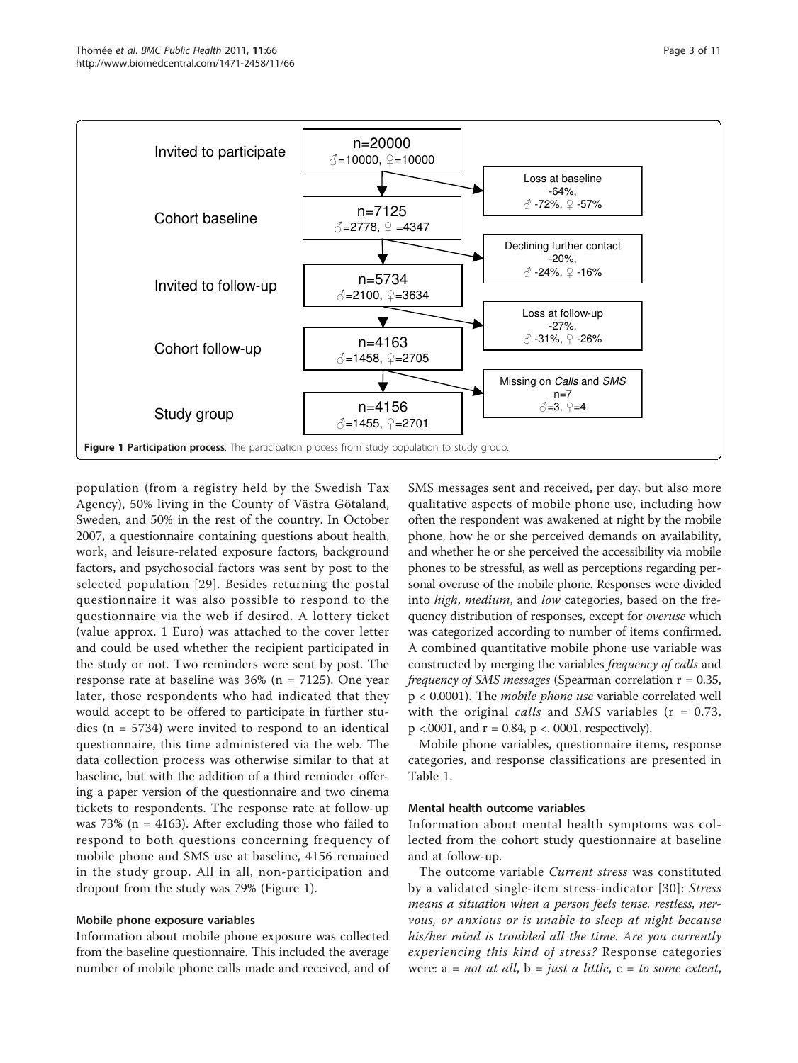Invited to participate: n=20000, ♂=10000, ♀=10000

Loss at baseline: -64%, ♂ -72%, ♀ -57%

Cohort baseline: n=7125, ♂=2778, ♀ =4347

Declining further contact: -20%, ♂ -24%, ♀ -16%

Invited to follow-up: n=5734, ♂=2100, ♀=3634

Loss at follow-up: -27%, ♂ -31%, ♀ -26%

Cohort follow-up: n=4163, ♂=1458, ♀=2705

Missing on *Calls* and *SMS*: n=7, ♂=3, ♀=4

Study group: n=4156, ♂=1455, ♀=2701

**Figure 1 Participation process**. The participation process from study population to study group.

population (from a registry held by the Swedish Tax Agency), 50% living in the County of Västra Götaland, Sweden, and 50% in the rest of the country. In October 2007, a questionnaire containing questions about health, work, and leisure-related exposure factors, background factors, and psychosocial factors was sent by post to the selected population [29]. Besides returning the postal questionnaire it was also possible to respond to the questionnaire via the web if desired. A lottery ticket (value approx. 1 Euro) was attached to the cover letter and could be used whether the recipient participated in the study or not. Two reminders were sent by post. The response rate at baseline was 36% (n = 7125). One year later, those respondents who had indicated that they would accept to be offered to participate in further studies (n = 5734) were invited to respond to an identical questionnaire, this time administered via the web. The data collection process was otherwise similar to that at baseline, but with the addition of a third reminder offering a paper version of the questionnaire and two cinema tickets to respondents. The response rate at follow-up was 73% (n = 4163). After excluding those who failed to respond to both questions concerning frequency of mobile phone and SMS use at baseline, 4156 remained in the study group. All in all, non-participation and dropout from the study was 79% (Figure 1).

### Mobile phone exposure variables

Information about mobile phone exposure was collected from the baseline questionnaire. This included the average number of mobile phone calls made and received, and of SMS messages sent and received, per day, but also more qualitative aspects of mobile phone use, including how often the respondent was awakened at night by the mobile phone, how he or she perceived demands on availability, and whether he or she perceived the accessibility via mobile phones to be stressful, as well as perceptions regarding personal overuse of the mobile phone. Responses were divided into *high*, *medium*, and *low* categories, based on the frequency distribution of responses, except for *overuse* which was categorized according to number of items confirmed. A combined quantitative mobile phone use variable was constructed by merging the variables *frequency of calls* and *frequency of SMS messages* (Spearman correlation $r = 0.35$, $p < 0.0001$). The *mobile phone use* variable correlated well with the original *calls* and *SMS* variables ($r = 0.73$, $p <.0001$, and $r = 0.84$, $p <. 0001$, respectively).

Mobile phone variables, questionnaire items, response categories, and response classifications are presented in Table 1.

### Mental health outcome variables

Information about mental health symptoms was collected from the cohort study questionnaire at baseline and at follow-up.

The outcome variable *Current stress* was constituted by a validated single-item stress-indicator [30]: *Stress means a situation when a person feels tense, restless, nervous, or anxious or is unable to sleep at night because his/her mind is troubled all the time. Are you currently experiencing this kind of stress?* Response categories were: a = *not at all*, b = *just a little*, c = *to some extent*,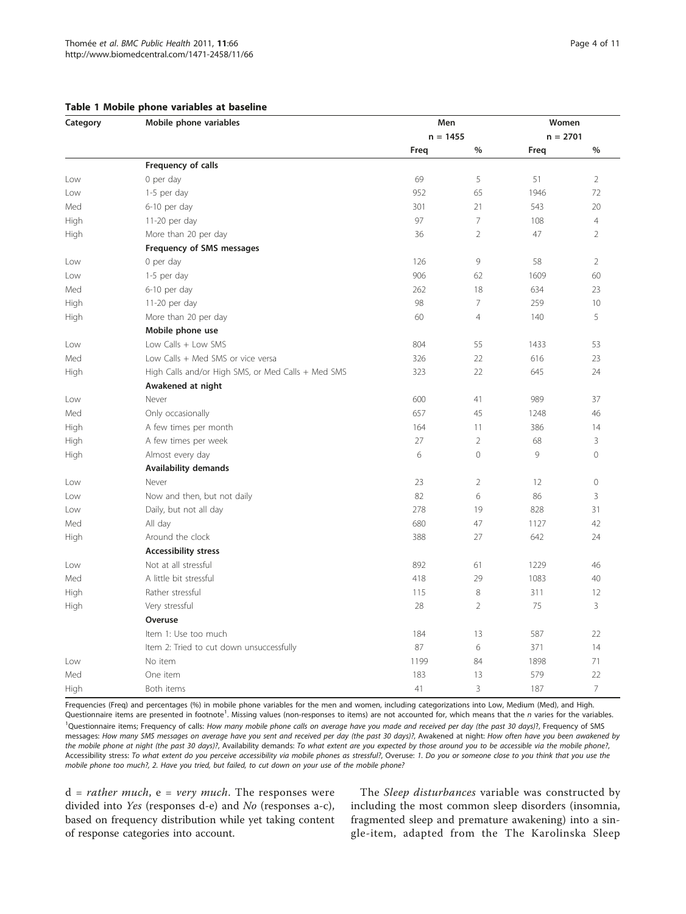**Table 1 Mobile phone variables at baseline**

| Category | Mobile phone variables | Men | | Women | |
|---|---|---|---|---|---|
| | | n = 1455 | | n = 2701 | |
| | | Freq | % | Freq | % |
| | **Frequency of calls** | | | | |
| Low | 0 per day | 69 | 5 | 51 | 2 |
| Low | 1-5 per day | 952 | 65 | 1946 | 72 |
| Med | 6-10 per day | 301 | 21 | 543 | 20 |
| High | 11-20 per day | 97 | 7 | 108 | 4 |
| High | More than 20 per day | 36 | 2 | 47 | 2 |
| | **Frequency of SMS messages** | | | | |
| Low | 0 per day | 126 | 9 | 58 | 2 |
| Low | 1-5 per day | 906 | 62 | 1609 | 60 |
| Med | 6-10 per day | 262 | 18 | 634 | 23 |
| High | 11-20 per day | 98 | 7 | 259 | 10 |
| High | More than 20 per day | 60 | 4 | 140 | 5 |
| | **Mobile phone use** | | | | |
| Low | Low Calls + Low SMS | 804 | 55 | 1433 | 53 |
| Med | Low Calls + Med SMS or vice versa | 326 | 22 | 616 | 23 |
| High | High Calls and/or High SMS, or Med Calls + Med SMS | 323 | 22 | 645 | 24 |
| | **Awakened at night** | | | | |
| Low | Never | 600 | 41 | 989 | 37 |
| Med | Only occasionally | 657 | 45 | 1248 | 46 |
| High | A few times per month | 164 | 11 | 386 | 14 |
| High | A few times per week | 27 | 2 | 68 | 3 |
| High | Almost every day | 6 | 0 | 9 | 0 |
| | **Availability demands** | | | | |
| Low | Never | 23 | 2 | 12 | 0 |
| Low | Now and then, but not daily | 82 | 6 | 86 | 3 |
| Low | Daily, but not all day | 278 | 19 | 828 | 31 |
| Med | All day | 680 | 47 | 1127 | 42 |
| High | Around the clock | 388 | 27 | 642 | 24 |
| | **Accessibility stress** | | | | |
| Low | Not at all stressful | 892 | 61 | 1229 | 46 |
| Med | A little bit stressful | 418 | 29 | 1083 | 40 |
| High | Rather stressful | 115 | 8 | 311 | 12 |
| High | Very stressful | 28 | 2 | 75 | 3 |
| | **Overuse** | | | | |
| | Item 1: Use too much | 184 | 13 | 587 | 22 |
| | Item 2: Tried to cut down unsuccessfully | 87 | 6 | 371 | 14 |
| Low | No item | 1199 | 84 | 1898 | 71 |
| Med | One item | 183 | 13 | 579 | 22 |
| High | Both items | 41 | 3 | 187 | 7 |

Frequencies (Freq) and percentages (%) in mobile phone variables for the men and women, including categorizations into Low, Medium (Med), and High. Questionnaire items are presented in footnote[1]. Missing values (non-responses to items) are not accounted for, which means that the *n* varies for the variables.

[1]Questionnaire items; Frequency of calls: *How many mobile phone calls on average have you made and received per day (the past 30 days)?*, Frequency of SMS messages: *How many SMS messages on average have you sent and received per day (the past 30 days)?*, Awakened at night: *How often have you been awakened by the mobile phone at night (the past 30 days)?*, Availability demands: *To what extent are you expected by those around you to be accessible via the mobile phone?*, Accessibility stress: *To what extent do you perceive accessibility via mobile phones as stressful?*, Overuse: *1. Do you or someone close to you think that you use the mobile phone too much?, 2. Have you tried, but failed, to cut down on your use of the mobile phone?*

d = *rather much*, e = *very much*. The responses were divided into *Yes* (responses d-e) and *No* (responses a-c), based on frequency distribution while yet taking content of response categories into account.

The *Sleep disturbances* variable was constructed by including the most common sleep disorders (insomnia, fragmented sleep and premature awakening) into a single-item, adapted from the The Karolinska Sleep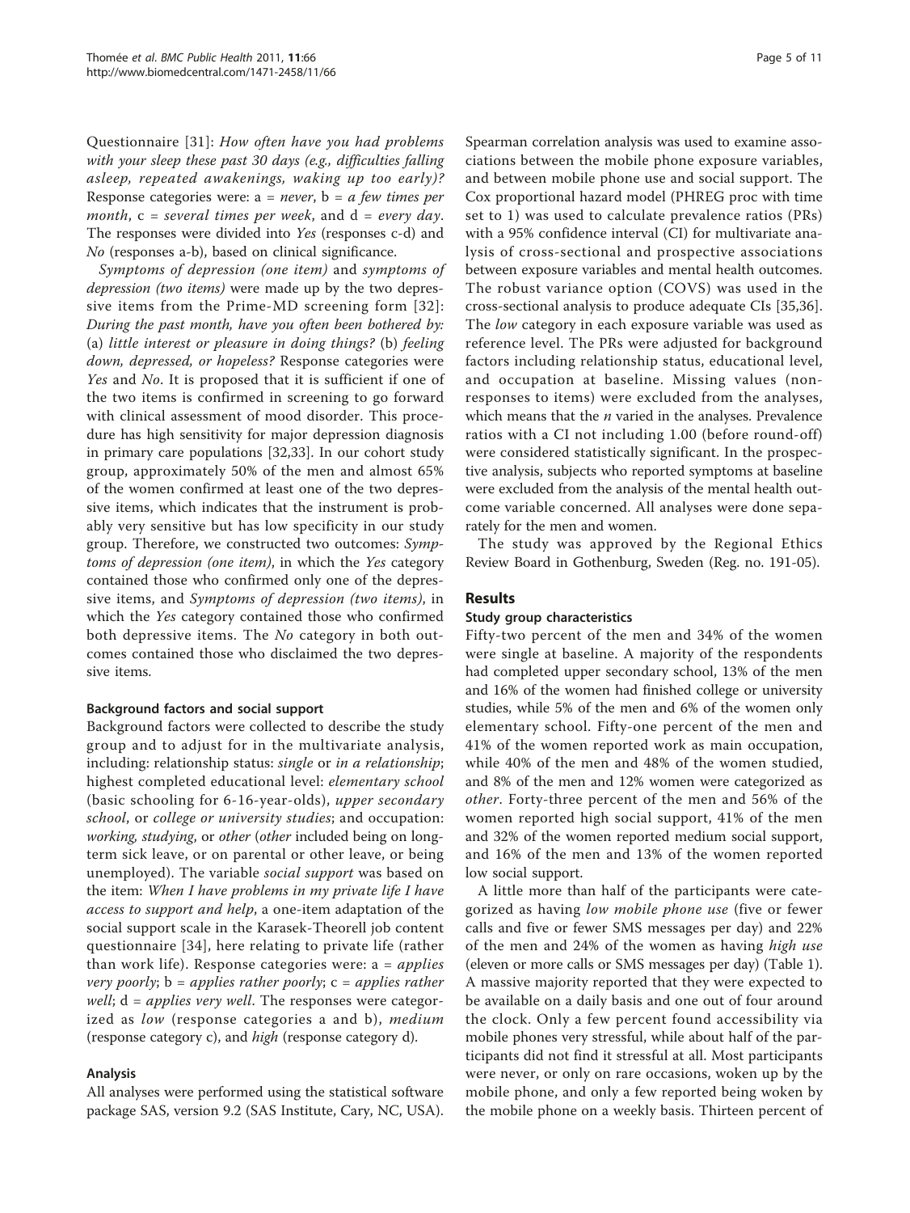Questionnaire [31]: *How often have you had problems with your sleep these past 30 days (e.g., difficulties falling asleep, repeated awakenings, waking up too early)?* Response categories were: a = *never*, b = *a few times per month*, c = *several times per week*, and d = *every day*. The responses were divided into *Yes* (responses c-d) and *No* (responses a-b), based on clinical significance.

*Symptoms of depression (one item)* and *symptoms of depression (two items)* were made up by the two depressive items from the Prime-MD screening form [32]: *During the past month, have you often been bothered by:* (a) *little interest or pleasure in doing things?* (b) *feeling down, depressed, or hopeless?* Response categories were *Yes* and *No*. It is proposed that it is sufficient if one of the two items is confirmed in screening to go forward with clinical assessment of mood disorder. This procedure has high sensitivity for major depression diagnosis in primary care populations [32,33]. In our cohort study group, approximately 50% of the men and almost 65% of the women confirmed at least one of the two depressive items, which indicates that the instrument is probably very sensitive but has low specificity in our study group. Therefore, we constructed two outcomes: *Symptoms of depression (one item)*, in which the *Yes* category contained those who confirmed only one of the depressive items, and *Symptoms of depression (two items)*, in which the *Yes* category contained those who confirmed both depressive items. The *No* category in both outcomes contained those who disclaimed the two depressive items.

### Background factors and social support

Background factors were collected to describe the study group and to adjust for in the multivariate analysis, including: relationship status: *single* or *in a relationship*; highest completed educational level: *elementary school* (basic schooling for 6-16-year-olds), *upper secondary school*, or *college or university studies*; and occupation: *working*, *studying*, or *other* (*other* included being on long-term sick leave, or on parental or other leave, or being unemployed). The variable *social support* was based on the item: *When I have problems in my private life I have access to support and help*, a one-item adaptation of the social support scale in the Karasek-Theorell job content questionnaire [34], here relating to private life (rather than work life). Response categories were: a = *applies very poorly*; b = *applies rather poorly*; c = *applies rather well*; d = *applies very well*. The responses were categorized as *low* (response categories a and b), *medium* (response category c), and *high* (response category d).

### Analysis

All analyses were performed using the statistical software package SAS, version 9.2 (SAS Institute, Cary, NC, USA). Spearman correlation analysis was used to examine associations between the mobile phone exposure variables, and between mobile phone use and social support. The Cox proportional hazard model (PHREG proc with time set to 1) was used to calculate prevalence ratios (PRs) with a 95% confidence interval (CI) for multivariate analysis of cross-sectional and prospective associations between exposure variables and mental health outcomes. The robust variance option (COVS) was used in the cross-sectional analysis to produce adequate CIs [35,36]. The *low* category in each exposure variable was used as reference level. The PRs were adjusted for background factors including relationship status, educational level, and occupation at baseline. Missing values (non-responses to items) were excluded from the analyses, which means that the *n* varied in the analyses. Prevalence ratios with a CI not including 1.00 (before round-off) were considered statistically significant. In the prospective analysis, subjects who reported symptoms at baseline were excluded from the analysis of the mental health outcome variable concerned. All analyses were done separately for the men and women.

The study was approved by the Regional Ethics Review Board in Gothenburg, Sweden (Reg. no. 191-05).

## Results

### Study group characteristics

Fifty-two percent of the men and 34% of the women were single at baseline. A majority of the respondents had completed upper secondary school, 13% of the men and 16% of the women had finished college or university studies, while 5% of the men and 6% of the women only elementary school. Fifty-one percent of the men and 41% of the women reported work as main occupation, while 40% of the men and 48% of the women studied, and 8% of the men and 12% women were categorized as *other*. Forty-three percent of the men and 56% of the women reported high social support, 41% of the men and 32% of the women reported medium social support, and 16% of the men and 13% of the women reported low social support.

A little more than half of the participants were categorized as having *low mobile phone use* (five or fewer calls and five or fewer SMS messages per day) and 22% of the men and 24% of the women as having *high use* (eleven or more calls or SMS messages per day) (Table 1). A massive majority reported that they were expected to be available on a daily basis and one out of four around the clock. Only a few percent found accessibility via mobile phones very stressful, while about half of the participants did not find it stressful at all. Most participants were never, or only on rare occasions, woken up by the mobile phone, and only a few reported being woken by the mobile phone on a weekly basis. Thirteen percent of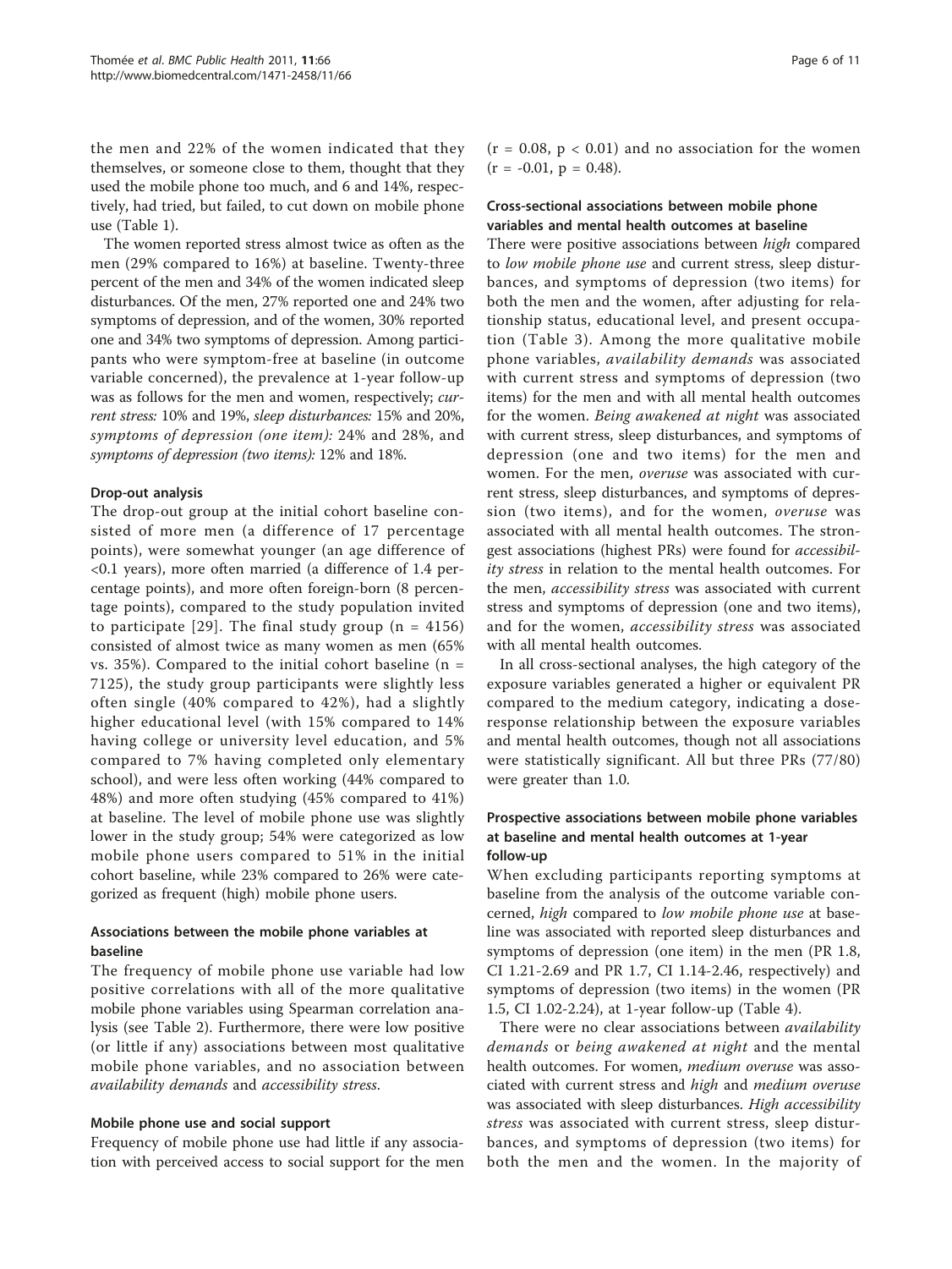the men and 22% of the women indicated that they themselves, or someone close to them, thought that they used the mobile phone too much, and 6 and 14%, respectively, had tried, but failed, to cut down on mobile phone use (Table 1).

The women reported stress almost twice as often as the men (29% compared to 16%) at baseline. Twenty-three percent of the men and 34% of the women indicated sleep disturbances. Of the men, 27% reported one and 24% two symptoms of depression, and of the women, 30% reported one and 34% two symptoms of depression. Among participants who were symptom-free at baseline (in outcome variable concerned), the prevalence at 1-year follow-up was as follows for the men and women, respectively; *current stress:* 10% and 19%, *sleep disturbances:* 15% and 20%, *symptoms of depression (one item):* 24% and 28%, and *symptoms of depression (two items):* 12% and 18%.

### Drop-out analysis

The drop-out group at the initial cohort baseline consisted of more men (a difference of 17 percentage points), were somewhat younger (an age difference of <0.1 years), more often married (a difference of 1.4 percentage points), and more often foreign-born (8 percentage points), compared to the study population invited to participate [29]. The final study group (n = 4156) consisted of almost twice as many women as men (65% vs. 35%). Compared to the initial cohort baseline (n = 7125), the study group participants were slightly less often single (40% compared to 42%), had a slightly higher educational level (with 15% compared to 14% having college or university level education, and 5% compared to 7% having completed only elementary school), and were less often working (44% compared to 48%) and more often studying (45% compared to 41%) at baseline. The level of mobile phone use was slightly lower in the study group; 54% were categorized as low mobile phone users compared to 51% in the initial cohort baseline, while 23% compared to 26% were categorized as frequent (high) mobile phone users.

### Associations between the mobile phone variables at baseline

The frequency of mobile phone use variable had low positive correlations with all of the more qualitative mobile phone variables using Spearman correlation analysis (see Table 2). Furthermore, there were low positive (or little if any) associations between most qualitative mobile phone variables, and no association between *availability demands* and *accessibility stress.*

### Mobile phone use and social support

Frequency of mobile phone use had little if any association with perceived access to social support for the men ($r = 0.08$, $p < 0.01$) and no association for the women ($r = -0.01$, $p = 0.48$).

### Cross-sectional associations between mobile phone variables and mental health outcomes at baseline

There were positive associations between *high* compared to *low mobile phone use* and current stress, sleep disturbances, and symptoms of depression (two items) for both the men and the women, after adjusting for relationship status, educational level, and present occupation (Table 3). Among the more qualitative mobile phone variables, *availability demands* was associated with current stress and symptoms of depression (two items) for the men and with all mental health outcomes for the women. *Being awakened at night* was associated with current stress, sleep disturbances, and symptoms of depression (one and two items) for the men and women. For the men, *overuse* was associated with current stress, sleep disturbances, and symptoms of depression (two items), and for the women, *overuse* was associated with all mental health outcomes. The strongest associations (highest PRs) were found for *accessibility stress* in relation to the mental health outcomes. For the men, *accessibility stress* was associated with current stress and symptoms of depression (one and two items), and for the women, *accessibility stress* was associated with all mental health outcomes.

In all cross-sectional analyses, the high category of the exposure variables generated a higher or equivalent PR compared to the medium category, indicating a dose-response relationship between the exposure variables and mental health outcomes, though not all associations were statistically significant. All but three PRs (77/80) were greater than 1.0.

### Prospective associations between mobile phone variables at baseline and mental health outcomes at 1-year follow-up

When excluding participants reporting symptoms at baseline from the analysis of the outcome variable concerned, *high* compared to *low mobile phone use* at baseline was associated with reported sleep disturbances and symptoms of depression (one item) in the men (PR 1.8, CI 1.21-2.69 and PR 1.7, CI 1.14-2.46, respectively) and symptoms of depression (two items) in the women (PR 1.5, CI 1.02-2.24), at 1-year follow-up (Table 4).

There were no clear associations between *availability demands* or *being awakened at night* and the mental health outcomes. For women, *medium overuse* was associated with current stress and *high* and *medium overuse* was associated with sleep disturbances. *High accessibility stress* was associated with current stress, sleep disturbances, and symptoms of depression (two items) for both the men and the women. In the majority of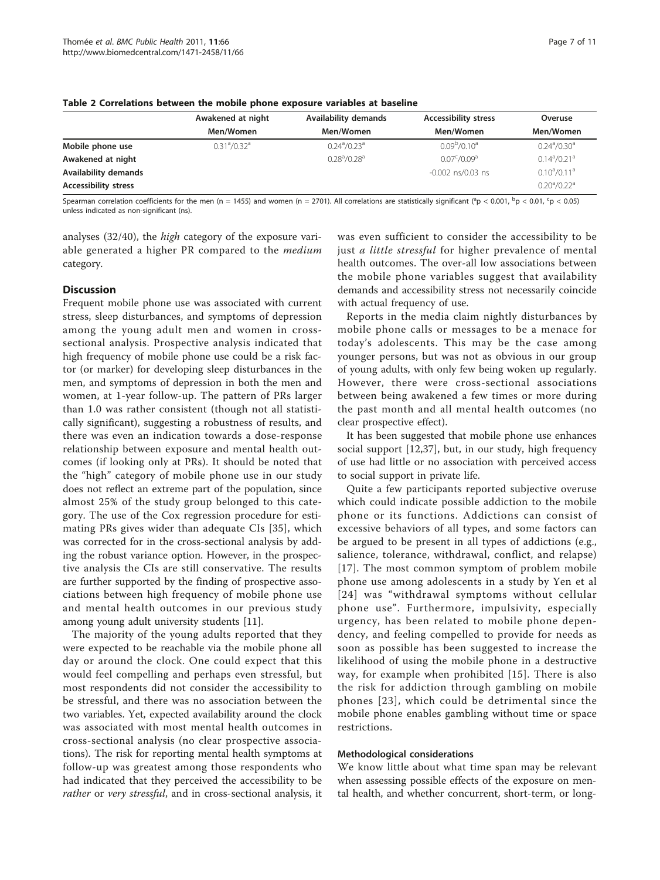**Table 2 Correlations between the mobile phone exposure variables at baseline**

| | Awakened at night | Availability demands | Accessibility stress | Overuse |
|---|---|---|---|---|
| | Men/Women | Men/Women | Men/Women | Men/Women |
| **Mobile phone use** | 0.31[a]/0.32[a] | 0.24[a]/0.23[a] | 0.09[b]/0.10[a] | 0.24[a]/0.30[a] |
| **Awakened at night** | | 0.28[a]/0.28[a] | 0.07[c]/0.09[a] | 0.14[a]/0.21[a] |
| **Availability demands** | | | -0.002 ns/0.03 ns | 0.10[a]/0.11[a] |
| **Accessibility stress** | | | | 0.20[a]/0.22[a] |

Spearman correlation coefficients for the men (n = 1455) and women (n = 2701). All correlations are statistically significant ([a]p < 0.001, [b]p < 0.01, [c]p < 0.05) unless indicated as non-significant (ns).

analyses (32/40), the *high* category of the exposure variable generated a higher PR compared to the *medium* category.

## Discussion

Frequent mobile phone use was associated with current stress, sleep disturbances, and symptoms of depression among the young adult men and women in cross-sectional analysis. Prospective analysis indicated that high frequency of mobile phone use could be a risk factor (or marker) for developing sleep disturbances in the men, and symptoms of depression in both the men and women, at 1-year follow-up. The pattern of PRs larger than 1.0 was rather consistent (though not all statistically significant), suggesting a robustness of results, and there was even an indication towards a dose-response relationship between exposure and mental health outcomes (if looking only at PRs). It should be noted that the "high" category of mobile phone use in our study does not reflect an extreme part of the population, since almost 25% of the study group belonged to this category. The use of the Cox regression procedure for estimating PRs gives wider than adequate CIs [35], which was corrected for in the cross-sectional analysis by adding the robust variance option. However, in the prospective analysis the CIs are still conservative. The results are further supported by the finding of prospective associations between high frequency of mobile phone use and mental health outcomes in our previous study among young adult university students [11].

The majority of the young adults reported that they were expected to be reachable via the mobile phone all day or around the clock. One could expect that this would feel compelling and perhaps even stressful, but most respondents did not consider the accessibility to be stressful, and there was no association between the two variables. Yet, expected availability around the clock was associated with most mental health outcomes in cross-sectional analysis (no clear prospective associations). The risk for reporting mental health symptoms at follow-up was greatest among those respondents who had indicated that they perceived the accessibility to be *rather* or *very stressful*, and in cross-sectional analysis, it was even sufficient to consider the accessibility to be just *a little stressful* for higher prevalence of mental health outcomes. The over-all low associations between the mobile phone variables suggest that availability demands and accessibility stress not necessarily coincide with actual frequency of use.

Reports in the media claim nightly disturbances by mobile phone calls or messages to be a menace for today's adolescents. This may be the case among younger persons, but was not as obvious in our group of young adults, with only few being woken up regularly. However, there were cross-sectional associations between being awakened a few times or more during the past month and all mental health outcomes (no clear prospective effect).

It has been suggested that mobile phone use enhances social support [12,37], but, in our study, high frequency of use had little or no association with perceived access to social support in private life.

Quite a few participants reported subjective overuse which could indicate possible addiction to the mobile phone or its functions. Addictions can consist of excessive behaviors of all types, and some factors can be argued to be present in all types of addictions (e.g., salience, tolerance, withdrawal, conflict, and relapse) [17]. The most common symptom of problem mobile phone use among adolescents in a study by Yen et al [24] was "withdrawal symptoms without cellular phone use". Furthermore, impulsivity, especially urgency, has been related to mobile phone dependency, and feeling compelled to provide for needs as soon as possible has been suggested to increase the likelihood of using the mobile phone in a destructive way, for example when prohibited [15]. There is also the risk for addiction through gambling on mobile phones [23], which could be detrimental since the mobile phone enables gambling without time or space restrictions.

### Methodological considerations

We know little about what time span may be relevant when assessing possible effects of the exposure on mental health, and whether concurrent, short-term, or long-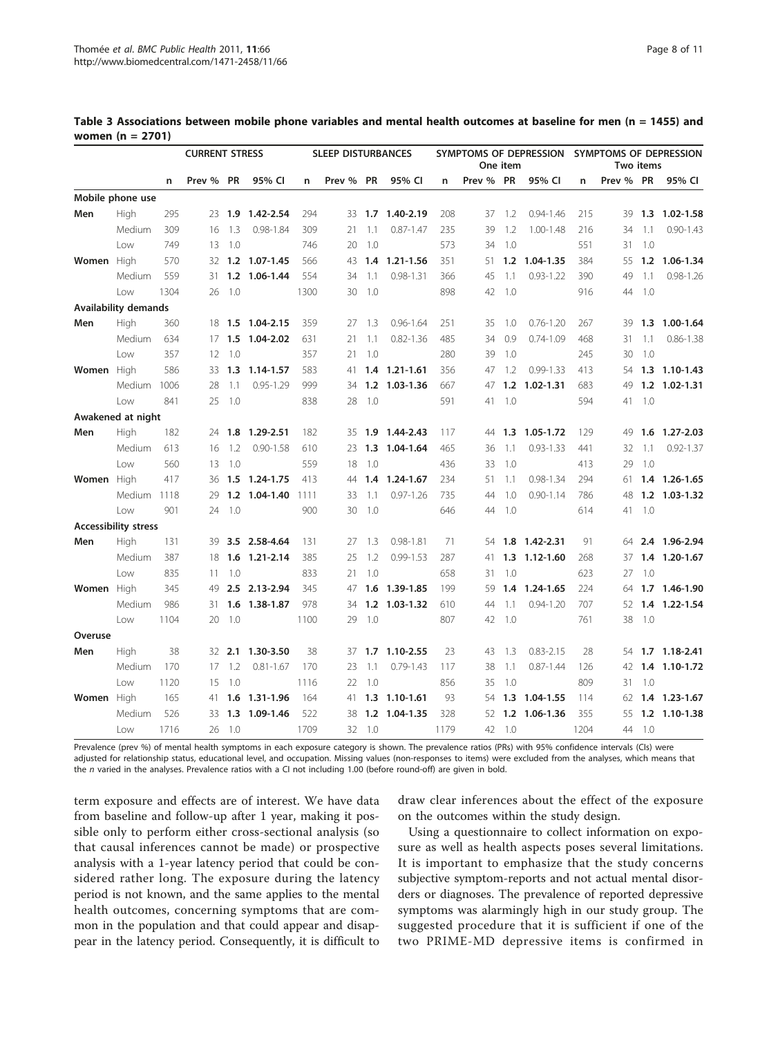**Table 3 Associations between mobile phone variables and mental health outcomes at baseline for men (n = 1455) and women (n = 2701)**

| | | CURRENT STRESS | | | | SLEEP DISTURBANCES | | | | SYMPTOMS OF DEPRESSION One item | | | | SYMPTOMS OF DEPRESSION Two items | | | |
|---|---|---|---|---|---|---|---|---|---|---|---|---|---|---|---|---|---|
| | | n | Prev % | PR | 95% CI | n | Prev % | PR | 95% CI | n | Prev % | PR | 95% CI | n | Prev % | PR | 95% CI |
| **Mobile phone use** | | | | | | | | | | | | | | | | | |
| **Men** | High | 295 | 23 | **1.9** | **1.42-2.54** | 294 | 33 | **1.7** | **1.40-2.19** | 208 | 37 | 1.2 | 0.94-1.46 | 215 | 39 | **1.3** | **1.02-1.58** |
| | Medium | 309 | 16 | 1.3 | 0.98-1.84 | 309 | 21 | 1.1 | 0.87-1.47 | 235 | 39 | 1.2 | 1.00-1.48 | 216 | 34 | 1.1 | 0.90-1.43 |
| | Low | 749 | 13 | 1.0 | | 746 | 20 | 1.0 | | 573 | 34 | 1.0 | | 551 | 31 | 1.0 | |
| **Women** | High | 570 | 32 | **1.2** | **1.07-1.45** | 566 | 43 | **1.4** | **1.21-1.56** | 351 | 51 | **1.2** | **1.04-1.35** | 384 | 55 | **1.2** | **1.06-1.34** |
| | Medium | 559 | 31 | **1.2** | **1.06-1.44** | 554 | 34 | 1.1 | 0.98-1.31 | 366 | 45 | 1.1 | 0.93-1.22 | 390 | 49 | 1.1 | 0.98-1.26 |
| | Low | 1304 | 26 | 1.0 | | 1300 | 30 | 1.0 | | 898 | 42 | 1.0 | | 916 | 44 | 1.0 | |
| **Availability demands** | | | | | | | | | | | | | | | | | |
| **Men** | High | 360 | 18 | **1.5** | **1.04-2.15** | 359 | 27 | 1.3 | 0.96-1.64 | 251 | 35 | 1.0 | 0.76-1.20 | 267 | 39 | **1.3** | **1.00-1.64** |
| | Medium | 634 | 17 | **1.5** | **1.04-2.02** | 631 | 21 | 1.1 | 0.82-1.36 | 485 | 34 | 0.9 | 0.74-1.09 | 468 | 31 | 1.1 | 0.86-1.38 |
| | Low | 357 | 12 | 1.0 | | 357 | 21 | 1.0 | | 280 | 39 | 1.0 | | 245 | 30 | 1.0 | |
| **Women** | High | 586 | 33 | **1.3** | **1.14-1.57** | 583 | 41 | **1.4** | **1.21-1.61** | 356 | 47 | 1.2 | 0.99-1.33 | 413 | 54 | **1.3** | **1.10-1.43** |
| | Medium | 1006 | 28 | 1.1 | 0.95-1.29 | 999 | 34 | **1.2** | **1.03-1.36** | 667 | 47 | **1.2** | **1.02-1.31** | 683 | 49 | **1.2** | **1.02-1.31** |
| | Low | 841 | 25 | 1.0 | | 838 | 28 | 1.0 | | 591 | 41 | 1.0 | | 594 | 41 | 1.0 | |
| **Awakened at night** | | | | | | | | | | | | | | | | | |
| **Men** | High | 182 | 24 | **1.8** | **1.29-2.51** | 182 | 35 | **1.9** | **1.44-2.43** | 117 | 44 | **1.3** | **1.05-1.72** | 129 | 49 | **1.6** | **1.27-2.03** |
| | Medium | 613 | 16 | 1.2 | 0.90-1.58 | 610 | 23 | **1.3** | **1.04-1.64** | 465 | 36 | 1.1 | 0.93-1.33 | 441 | 32 | 1.1 | 0.92-1.37 |
| | Low | 560 | 13 | 1.0 | | 559 | 18 | 1.0 | | 436 | 33 | 1.0 | | 413 | 29 | 1.0 | |
| **Women** | High | 417 | 36 | **1.5** | **1.24-1.75** | 413 | 44 | **1.4** | **1.24-1.67** | 234 | 51 | 1.1 | 0.98-1.34 | 294 | 61 | **1.4** | **1.26-1.65** |
| | Medium | 1118 | 29 | **1.2** | **1.04-1.40** | 1111 | 33 | 1.1 | 0.97-1.26 | 735 | 44 | 1.0 | 0.90-1.14 | 786 | 48 | **1.2** | **1.03-1.32** |
| | Low | 901 | 24 | 1.0 | | 900 | 30 | 1.0 | | 646 | 44 | 1.0 | | 614 | 41 | 1.0 | |
| **Accessibility stress** | | | | | | | | | | | | | | | | | |
| **Men** | High | 131 | 39 | **3.5** | **2.58-4.64** | 131 | 27 | 1.3 | 0.98-1.81 | 71 | 54 | **1.8** | **1.42-2.31** | 91 | 64 | **2.4** | **1.96-2.94** |
| | Medium | 387 | 18 | **1.6** | **1.21-2.14** | 385 | 25 | 1.2 | 0.99-1.53 | 287 | 41 | **1.3** | **1.12-1.60** | 268 | 37 | **1.4** | **1.20-1.67** |
| | Low | 835 | 11 | 1.0 | | 833 | 21 | 1.0 | | 658 | 31 | 1.0 | | 623 | 27 | 1.0 | |
| **Women** | High | 345 | 49 | **2.5** | **2.13-2.94** | 345 | 47 | **1.6** | **1.39-1.85** | 199 | 59 | **1.4** | **1.24-1.65** | 224 | 64 | **1.7** | **1.46-1.90** |
| | Medium | 986 | 31 | **1.6** | **1.38-1.87** | 978 | 34 | **1.2** | **1.03-1.32** | 610 | 44 | 1.1 | 0.94-1.20 | 707 | 52 | **1.4** | **1.22-1.54** |
| | Low | 1104 | 20 | 1.0 | | 1100 | 29 | 1.0 | | 807 | 42 | 1.0 | | 761 | 38 | 1.0 | |
| **Overuse** | | | | | | | | | | | | | | | | | |
| **Men** | High | 38 | 32 | **2.1** | **1.30-3.50** | 38 | 37 | **1.7** | **1.10-2.55** | 23 | 43 | 1.3 | 0.83-2.15 | 28 | 54 | **1.7** | **1.18-2.41** |
| | Medium | 170 | 17 | 1.2 | 0.81-1.67 | 170 | 23 | 1.1 | 0.79-1.43 | 117 | 38 | 1.1 | 0.87-1.44 | 126 | 42 | **1.4** | **1.10-1.72** |
| | Low | 1120 | 15 | 1.0 | | 1116 | 22 | 1.0 | | 856 | 35 | 1.0 | | 809 | 31 | 1.0 | |
| **Women** | High | 165 | 41 | **1.6** | **1.31-1.96** | 164 | 41 | **1.3** | **1.10-1.61** | 93 | 54 | **1.3** | **1.04-1.55** | 114 | 62 | **1.4** | **1.23-1.67** |
| | Medium | 526 | 33 | **1.3** | **1.09-1.46** | 522 | 38 | **1.2** | **1.04-1.35** | 328 | 52 | **1.2** | **1.06-1.36** | 355 | 55 | **1.2** | **1.10-1.38** |
| | Low | 1716 | 26 | 1.0 | | 1709 | 32 | 1.0 | | 1179 | 42 | 1.0 | | 1204 | 44 | 1.0 | |

Prevalence (prev %) of mental health symptoms in each exposure category is shown. The prevalence ratios (PRs) with 95% confidence intervals (CIs) were adjusted for relationship status, educational level, and occupation. Missing values (non-responses to items) were excluded from the analyses, which means that the *n* varied in the analyses. Prevalence ratios with a CI not including 1.00 (before round-off) are given in bold.

term exposure and effects are of interest. We have data from baseline and follow-up after 1 year, making it possible only to perform either cross-sectional analysis (so that causal inferences cannot be made) or prospective analysis with a 1-year latency period that could be considered rather long. The exposure during the latency period is not known, and the same applies to the mental health outcomes, concerning symptoms that are common in the population and that could appear and disappear in the latency period. Consequently, it is difficult to draw clear inferences about the effect of the exposure on the outcomes within the study design.

Using a questionnaire to collect information on exposure as well as health aspects poses several limitations. It is important to emphasize that the study concerns subjective symptom-reports and not actual mental disorders or diagnoses. The prevalence of reported depressive symptoms was alarmingly high in our study group. The suggested procedure that it is sufficient if one of the two PRIME-MD depressive items is confirmed in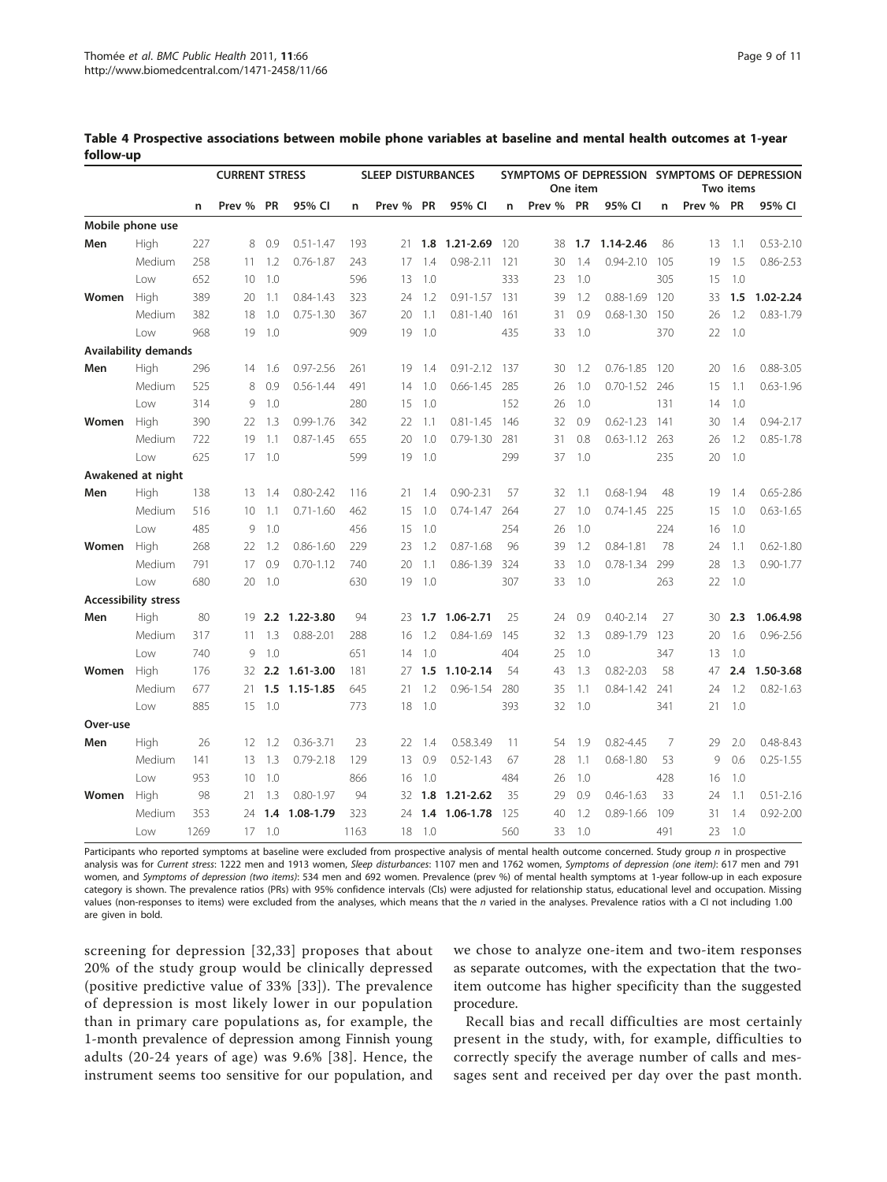**Table 4 Prospective associations between mobile phone variables at baseline and mental health outcomes at 1-year follow-up**

| | | CURRENT STRESS | | | | SLEEP DISTURBANCES | | | | SYMPTOMS OF DEPRESSION One item | | | | SYMPTOMS OF DEPRESSION Two items | | | |
|---|---|---|---|---|---|---|---|---|---|---|---|---|---|---|---|---|---|
| | | n | Prev % | PR | 95% CI | n | Prev % | PR | 95% CI | n | Prev % | PR | 95% CI | n | Prev % | PR | 95% CI |
| **Mobile phone use** | | | | | | | | | | | | | | | | | |
| **Men** | High | 227 | 8 | 0.9 | 0.51-1.47 | 193 | 21 | **1.8** | **1.21-2.69** | 120 | 38 | **1.7** | **1.14-2.46** | 86 | 13 | 1.1 | 0.53-2.10 |
| | Medium | 258 | 11 | 1.2 | 0.76-1.87 | 243 | 17 | 1.4 | 0.98-2.11 | 121 | 30 | 1.4 | 0.94-2.10 | 105 | 19 | 1.5 | 0.86-2.53 |
| | Low | 652 | 10 | 1.0 | | 596 | 13 | 1.0 | | 333 | 23 | 1.0 | | 305 | 15 | 1.0 | |
| **Women** | High | 389 | 20 | 1.1 | 0.84-1.43 | 323 | 24 | 1.2 | 0.91-1.57 | 131 | 39 | 1.2 | 0.88-1.69 | 120 | 33 | **1.5** | **1.02-2.24** |
| | Medium | 382 | 18 | 1.0 | 0.75-1.30 | 367 | 20 | 1.1 | 0.81-1.40 | 161 | 31 | 0.9 | 0.68-1.30 | 150 | 26 | 1.2 | 0.83-1.79 |
| | Low | 968 | 19 | 1.0 | | 909 | 19 | 1.0 | | 435 | 33 | 1.0 | | 370 | 22 | 1.0 | |
| **Availability demands** | | | | | | | | | | | | | | | | | |
| **Men** | High | 296 | 14 | 1.6 | 0.97-2.56 | 261 | 19 | 1.4 | 0.91-2.12 | 137 | 30 | 1.2 | 0.76-1.85 | 120 | 20 | 1.6 | 0.88-3.05 |
| | Medium | 525 | 8 | 0.9 | 0.56-1.44 | 491 | 14 | 1.0 | 0.66-1.45 | 285 | 26 | 1.0 | 0.70-1.52 | 246 | 15 | 1.1 | 0.63-1.96 |
| | Low | 314 | 9 | 1.0 | | 280 | 15 | 1.0 | | 152 | 26 | 1.0 | | 131 | 14 | 1.0 | |
| **Women** | High | 390 | 22 | 1.3 | 0.99-1.76 | 342 | 22 | 1.1 | 0.81-1.45 | 146 | 32 | 0.9 | 0.62-1.23 | 141 | 30 | 1.4 | 0.94-2.17 |
| | Medium | 722 | 19 | 1.1 | 0.87-1.45 | 655 | 20 | 1.0 | 0.79-1.30 | 281 | 31 | 0.8 | 0.63-1.12 | 263 | 26 | 1.2 | 0.85-1.78 |
| | Low | 625 | 17 | 1.0 | | 599 | 19 | 1.0 | | 299 | 37 | 1.0 | | 235 | 20 | 1.0 | |
| **Awakened at night** | | | | | | | | | | | | | | | | | |
| **Men** | High | 138 | 13 | 1.4 | 0.80-2.42 | 116 | 21 | 1.4 | 0.90-2.31 | 57 | 32 | 1.1 | 0.68-1.94 | 48 | 19 | 1.4 | 0.65-2.86 |
| | Medium | 516 | 10 | 1.1 | 0.71-1.60 | 462 | 15 | 1.0 | 0.74-1.47 | 264 | 27 | 1.0 | 0.74-1.45 | 225 | 15 | 1.0 | 0.63-1.65 |
| | Low | 485 | 9 | 1.0 | | 456 | 15 | 1.0 | | 254 | 26 | 1.0 | | 224 | 16 | 1.0 | |
| **Women** | High | 268 | 22 | 1.2 | 0.86-1.60 | 229 | 23 | 1.2 | 0.87-1.68 | 96 | 39 | 1.2 | 0.84-1.81 | 78 | 24 | 1.1 | 0.62-1.80 |
| | Medium | 791 | 17 | 0.9 | 0.70-1.12 | 740 | 20 | 1.1 | 0.86-1.39 | 324 | 33 | 1.0 | 0.78-1.34 | 299 | 28 | 1.3 | 0.90-1.77 |
| | Low | 680 | 20 | 1.0 | | 630 | 19 | 1.0 | | 307 | 33 | 1.0 | | 263 | 22 | 1.0 | |
| **Accessibility stress** | | | | | | | | | | | | | | | | | |
| **Men** | High | 80 | 19 | **2.2** | **1.22-3.80** | 94 | 23 | **1.7** | **1.06-2.71** | 25 | 24 | 0.9 | 0.40-2.14 | 27 | 30 | **2.3** | **1.06.4.98** |
| | Medium | 317 | 11 | 1.3 | 0.88-2.01 | 288 | 16 | 1.2 | 0.84-1.69 | 145 | 32 | 1.3 | 0.89-1.79 | 123 | 20 | 1.6 | 0.96-2.56 |
| | Low | 740 | 9 | 1.0 | | 651 | 14 | 1.0 | | 404 | 25 | 1.0 | | 347 | 13 | 1.0 | |
| **Women** | High | 176 | 32 | **2.2** | **1.61-3.00** | 181 | 27 | **1.5** | **1.10-2.14** | 54 | 43 | 1.3 | 0.82-2.03 | 58 | 47 | **2.4** | **1.50-3.68** |
| | Medium | 677 | 21 | **1.5** | **1.15-1.85** | 645 | 21 | 1.2 | 0.96-1.54 | 280 | 35 | 1.1 | 0.84-1.42 | 241 | 24 | 1.2 | 0.82-1.63 |
| | Low | 885 | 15 | 1.0 | | 773 | 18 | 1.0 | | 393 | 32 | 1.0 | | 341 | 21 | 1.0 | |
| **Over-use** | | | | | | | | | | | | | | | | | |
| **Men** | High | 26 | 12 | 1.2 | 0.36-3.71 | 23 | 22 | 1.4 | 0.58.3.49 | 11 | 54 | 1.9 | 0.82-4.45 | 7 | 29 | 2.0 | 0.48-8.43 |
| | Medium | 141 | 13 | 1.3 | 0.79-2.18 | 129 | 13 | 0.9 | 0.52-1.43 | 67 | 28 | 1.1 | 0.68-1.80 | 53 | 9 | 0.6 | 0.25-1.55 |
| | Low | 953 | 10 | 1.0 | | 866 | 16 | 1.0 | | 484 | 26 | 1.0 | | 428 | 16 | 1.0 | |
| **Women** | High | 98 | 21 | 1.3 | 0.80-1.97 | 94 | 32 | **1.8** | **1.21-2.62** | 35 | 29 | 0.9 | 0.46-1.63 | 33 | 24 | 1.1 | 0.51-2.16 |
| | Medium | 353 | 24 | **1.4** | **1.08-1.79** | 323 | 24 | **1.4** | **1.06-1.78** | 125 | 40 | 1.2 | 0.89-1.66 | 109 | 31 | 1.4 | 0.92-2.00 |
| | Low | 1269 | 17 | 1.0 | | 1163 | 18 | 1.0 | | 560 | 33 | 1.0 | | 491 | 23 | 1.0 | |

Participants who reported symptoms at baseline were excluded from prospective analysis of mental health outcome concerned. Study group *n* in prospective analysis was for *Current stress*: 1222 men and 1913 women, *Sleep disturbances*: 1107 men and 1762 women, *Symptoms of depression (one item)*: 617 men and 791 women, and *Symptoms of depression (two items)*: 534 men and 692 women. Prevalence (prev %) of mental health symptoms at 1-year follow-up in each exposure category is shown. The prevalence ratios (PRs) with 95% confidence intervals (CIs) were adjusted for relationship status, educational level and occupation. Missing values (non-responses to items) were excluded from the analyses, which means that the *n* varied in the analyses. Prevalence ratios with a CI not including 1.00 are given in bold.

screening for depression [32,33] proposes that about 20% of the study group would be clinically depressed (positive predictive value of 33% [33]). The prevalence of depression is most likely lower in our population than in primary care populations as, for example, the 1-month prevalence of depression among Finnish young adults (20-24 years of age) was 9.6% [38]. Hence, the instrument seems too sensitive for our population, and we chose to analyze one-item and two-item responses as separate outcomes, with the expectation that the two-item outcome has higher specificity than the suggested procedure.

Recall bias and recall difficulties are most certainly present in the study, with, for example, difficulties to correctly specify the average number of calls and messages sent and received per day over the past month.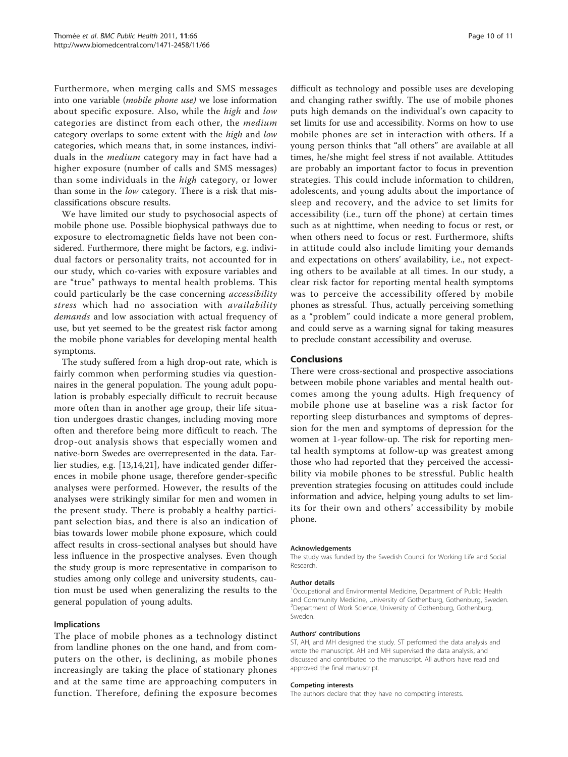Furthermore, when merging calls and SMS messages into one variable (*mobile phone use*) we lose information about specific exposure. Also, while the *high* and *low* categories are distinct from each other, the *medium* category overlaps to some extent with the *high* and *low* categories, which means that, in some instances, individuals in the *medium* category may in fact have had a higher exposure (number of calls and SMS messages) than some individuals in the *high* category, or lower than some in the *low* category. There is a risk that misclassifications obscure results.

We have limited our study to psychosocial aspects of mobile phone use. Possible biophysical pathways due to exposure to electromagnetic fields have not been considered. Furthermore, there might be factors, e.g. individual factors or personality traits, not accounted for in our study, which co-varies with exposure variables and are "true" pathways to mental health problems. This could particularly be the case concerning *accessibility stress* which had no association with *availability demands* and low association with actual frequency of use, but yet seemed to be the greatest risk factor among the mobile phone variables for developing mental health symptoms.

The study suffered from a high drop-out rate, which is fairly common when performing studies via questionnaires in the general population. The young adult population is probably especially difficult to recruit because more often than in another age group, their life situation undergoes drastic changes, including moving more often and therefore being more difficult to reach. The drop-out analysis shows that especially women and native-born Swedes are overrepresented in the data. Earlier studies, e.g. [13,14,21], have indicated gender differences in mobile phone usage, therefore gender-specific analyses were performed. However, the results of the analyses were strikingly similar for men and women in the present study. There is probably a healthy participant selection bias, and there is also an indication of bias towards lower mobile phone exposure, which could affect results in cross-sectional analyses but should have less influence in the prospective analyses. Even though the study group is more representative in comparison to studies among only college and university students, caution must be used when generalizing the results to the general population of young adults.

### Implications

The place of mobile phones as a technology distinct from landline phones on the one hand, and from computers on the other, is declining, as mobile phones increasingly are taking the place of stationary phones and at the same time are approaching computers in function. Therefore, defining the exposure becomes difficult as technology and possible uses are developing and changing rather swiftly. The use of mobile phones puts high demands on the individual's own capacity to set limits for use and accessibility. Norms on how to use mobile phones are set in interaction with others. If a young person thinks that "all others" are available at all times, he/she might feel stress if not available. Attitudes are probably an important factor to focus in prevention strategies. This could include information to children, adolescents, and young adults about the importance of sleep and recovery, and the advice to set limits for accessibility (i.e., turn off the phone) at certain times such as at nighttime, when needing to focus or rest, or when others need to focus or rest. Furthermore, shifts in attitude could also include limiting your demands and expectations on others' availability, i.e., not expecting others to be available at all times. In our study, a clear risk factor for reporting mental health symptoms was to perceive the accessibility offered by mobile phones as stressful. Thus, actually perceiving something as a "problem" could indicate a more general problem, and could serve as a warning signal for taking measures to preclude constant accessibility and overuse.

## Conclusions

There were cross-sectional and prospective associations between mobile phone variables and mental health outcomes among the young adults. High frequency of mobile phone use at baseline was a risk factor for reporting sleep disturbances and symptoms of depression for the men and symptoms of depression for the women at 1-year follow-up. The risk for reporting mental health symptoms at follow-up was greatest among those who had reported that they perceived the accessibility via mobile phones to be stressful. Public health prevention strategies focusing on attitudes could include information and advice, helping young adults to set limits for their own and others' accessibility by mobile phone.

#### Acknowledgements

The study was funded by the Swedish Council for Working Life and Social Research.

#### Author details

[1]Occupational and Environmental Medicine, Department of Public Health and Community Medicine, University of Gothenburg, Gothenburg, Sweden. [2]Department of Work Science, University of Gothenburg, Gothenburg, Sweden.

#### Authors' contributions

ST, AH, and MH designed the study. ST performed the data analysis and wrote the manuscript. AH and MH supervised the data analysis, and discussed and contributed to the manuscript. All authors have read and approved the final manuscript.

#### Competing interests

The authors declare that they have no competing interests.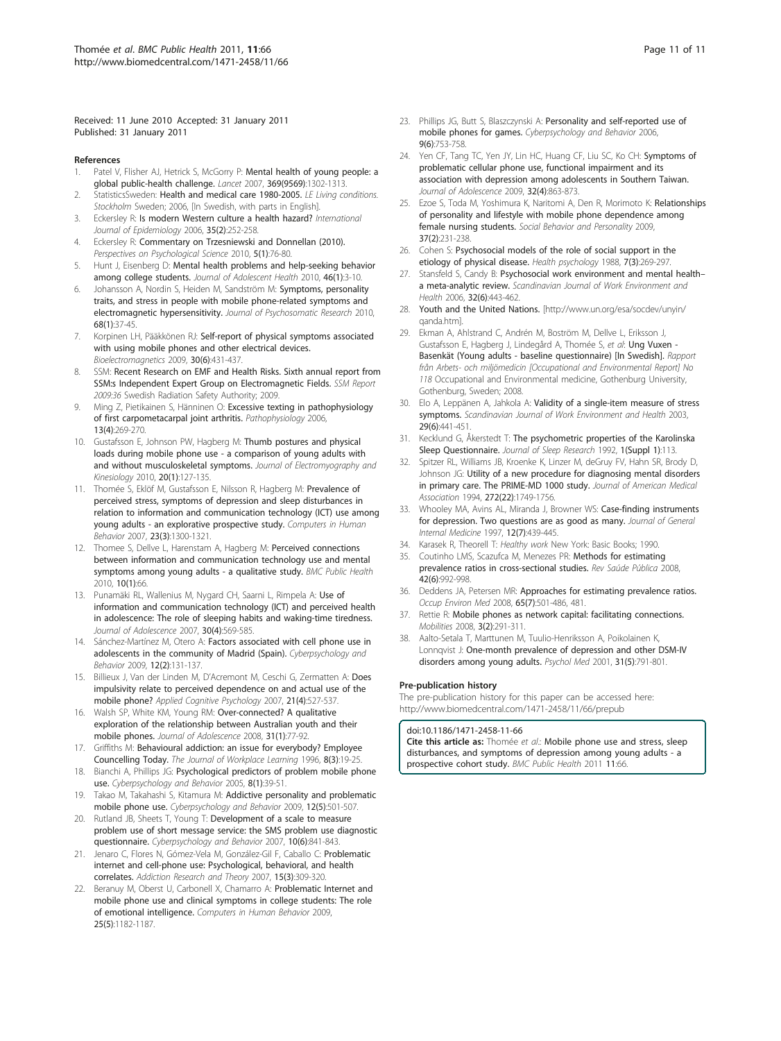Received: 11 June 2010 Accepted: 31 January 2011
Published: 31 January 2011

## References

1. Patel V, Flisher AJ, Hetrick S, McGorry P: **Mental health of young people: a global public-health challenge.** *Lancet* 2007, **369(9569)**:1302-1313.
2. StatisticsSweden: **Health and medical care 1980-2005.** *LE Living conditions.* Stockholm Sweden; 2006, [In Swedish, with parts in English].
3. Eckersley R: **Is modern Western culture a health hazard?** *International Journal of Epidemiology* 2006, **35(2)**:252-258.
4. Eckersley R: **Commentary on Trzesniewski and Donnellan (2010).** *Perspectives on Psychological Science* 2010, **5(1)**:76-80.
5. Hunt J, Eisenberg D: **Mental health problems and help-seeking behavior among college students.** *Journal of Adolescent Health* 2010, **46(1)**:3-10.
6. Johansson A, Nordin S, Heiden M, Sandström M: **Symptoms, personality traits, and stress in people with mobile phone-related symptoms and electromagnetic hypersensitivity.** *Journal of Psychosomatic Research* 2010, **68(1)**:37-45.
7. Korpinen LH, Pääkkönen RJ: **Self-report of physical symptoms associated with using mobile phones and other electrical devices.** *Bioelectromagnetics* 2009, **30(6)**:431-437.
8. SSM: **Recent Research on EMF and Health Risks. Sixth annual report from SSM:s Independent Expert Group on Electromagnetic Fields.** *SSM Report 2009:36* Swedish Radiation Safety Authority; 2009.
9. Ming Z, Pietikainen S, Hänninen O: **Excessive texting in pathophysiology of first carpometacarpal joint arthritis.** *Pathophysiology* 2006, **13(4)**:269-270.
10. Gustafsson E, Johnson PW, Hagberg M: **Thumb postures and physical loads during mobile phone use - a comparison of young adults with and without musculoskeletal symptoms.** *Journal of Electromyography and Kinesiology* 2010, **20(1)**:127-135.
11. Thomée S, Eklöf M, Gustafsson E, Nilsson R, Hagberg M: **Prevalence of perceived stress, symptoms of depression and sleep disturbances in relation to information and communication technology (ICT) use among young adults - an explorative prospective study.** *Computers in Human Behavior* 2007, **23(3)**:1300-1321.
12. Thomee S, Dellve L, Harenstam A, Hagberg M: **Perceived connections between information and communication technology use and mental symptoms among young adults - a qualitative study.** *BMC Public Health* 2010, **10(1)**:66.
13. Punamäki RL, Wallenius M, Nygard CH, Saarni L, Rimpela A: **Use of information and communication technology (ICT) and perceived health in adolescence: The role of sleeping habits and waking-time tiredness.** *Journal of Adolescence* 2007, **30(4)**:569-585.
14. Sánchez-Martínez M, Otero A: **Factors associated with cell phone use in adolescents in the community of Madrid (Spain).** *Cyberpsychology and Behavior* 2009, **12(2)**:131-137.
15. Billieux J, Van der Linden M, D'Acremont M, Ceschi G, Zermatten A: **Does impulsivity relate to perceived dependence on and actual use of the mobile phone?** *Applied Cognitive Psychology* 2007, **21(4)**:527-537.
16. Walsh SP, White KM, Young RM: **Over-connected? A qualitative exploration of the relationship between Australian youth and their mobile phones.** *Journal of Adolescence* 2008, **31(1)**:77-92.
17. Griffiths M: **Behavioural addiction: an issue for everybody? Employee Councelling Today.** *The Journal of Workplace Learning* 1996, **8(3)**:19-25.
18. Bianchi A, Phillips JG: **Psychological predictors of problem mobile phone use.** *Cyberpsychology and Behavior* 2005, **8(1)**:39-51.
19. Takao M, Takahashi S, Kitamura M: **Addictive personality and problematic mobile phone use.** *Cyberpsychology and Behavior* 2009, **12(5)**:501-507.
20. Rutland JB, Sheets T, Young T: **Development of a scale to measure problem use of short message service: the SMS problem use diagnostic questionnaire.** *Cyberpsychology and Behavior* 2007, **10(6)**:841-843.
21. Jenaro C, Flores N, Gómez-Vela M, González-Gil F, Caballo C: **Problematic internet and cell-phone use: Psychological, behavioral, and health correlates.** *Addiction Research and Theory* 2007, **15(3)**:309-320.
22. Beranuy M, Oberst U, Carbonell X, Chamarro A: **Problematic Internet and mobile phone use and clinical symptoms in college students: The role of emotional intelligence.** *Computers in Human Behavior* 2009, **25(5)**:1182-1187.
23. Phillips JG, Butt S, Blaszczynski A: **Personality and self-reported use of mobile phones for games.** *Cyberpsychology and Behavior* 2006, **9(6)**:753-758.
24. Yen CF, Tang TC, Yen JY, Lin HC, Huang CF, Liu SC, Ko CH: **Symptoms of problematic cellular phone use, functional impairment and its association with depression among adolescents in Southern Taiwan.** *Journal of Adolescence* 2009, **32(4)**:863-873.
25. Ezoe S, Toda M, Yoshimura K, Naritomi A, Den R, Morimoto K: **Relationships of personality and lifestyle with mobile phone dependence among female nursing students.** *Social Behavior and Personality* 2009, **37(2)**:231-238.
26. Cohen S: **Psychosocial models of the role of social support in the etiology of physical disease.** *Health psychology* 1988, **7(3)**:269-297.
27. Stansfeld S, Candy B: **Psychosocial work environment and mental health–a meta-analytic review.** *Scandinavian Journal of Work Environment and Health* 2006, **32(6)**:443-462.
28. **Youth and the United Nations.** [http://www.un.org/esa/socdev/unyin/qanda.htm].
29. Ekman A, Ahlstrand C, Andrén M, Boström M, Dellve L, Eriksson J, Gustafsson E, Hagberg J, Lindegård A, Thomée S, *et al*: **Ung Vuxen - Basenkät (Young adults - baseline questionnaire) [In Swedish].** *Rapport från Arbets- och miljömedicin [Occupational and Environmental Report] No 118* Occupational and Environmental medicine, Gothenburg University, Gothenburg, Sweden; 2008.
30. Elo A, Leppänen A, Jahkola A: **Validity of a single-item measure of stress symptoms.** *Scandinavian Journal of Work Environment and Health* 2003, **29(6)**:441-451.
31. Kecklund G, Åkerstedt T: **The psychometric properties of the Karolinska Sleep Questionnaire.** *Journal of Sleep Research* 1992, **1(Suppl 1)**:113.
32. Spitzer RL, Williams JB, Kroenke K, Linzer M, deGruy FV, Hahn SR, Brody D, Johnson JG: **Utility of a new procedure for diagnosing mental disorders in primary care. The PRIME-MD 1000 study.** *Journal of American Medical Association* 1994, **272(22)**:1749-1756.
33. Whooley MA, Avins AL, Miranda J, Browner WS: **Case-finding instruments for depression. Two questions are as good as many.** *Journal of General Internal Medicine* 1997, **12(7)**:439-445.
34. Karasek R, Theorell T: *Healthy work* New York: Basic Books; 1990.
35. Coutinho LMS, Scazufca M, Menezes PR: **Methods for estimating prevalence ratios in cross-sectional studies.** *Rev Saúde Pública* 2008, **42(6)**:992-998.
36. Deddens JA, Petersen MR: **Approaches for estimating prevalence ratios.** *Occup Environ Med* 2008, **65(7)**:501-486, 481.
37. Rettie R: **Mobile phones as network capital: facilitating connections.** *Mobilities* 2008, **3(2)**:291-311.
38. Aalto-Setala T, Marttunen M, Tuulio-Henriksson A, Poikolainen K, Lonnqvist J: **One-month prevalence of depression and other DSM-IV disorders among young adults.** *Psychol Med* 2001, **31(5)**:791-801.

## Pre-publication history

The pre-publication history for this paper can be accessed here:
http://www.biomedcentral.com/1471-2458/11/66/prepub

doi:10.1186/1471-2458-11-66

**Cite this article as:** Thomée *et al.*: Mobile phone use and stress, sleep disturbances, and symptoms of depression among young adults - a prospective cohort study. *BMC Public Health* 2011 **11**:66.